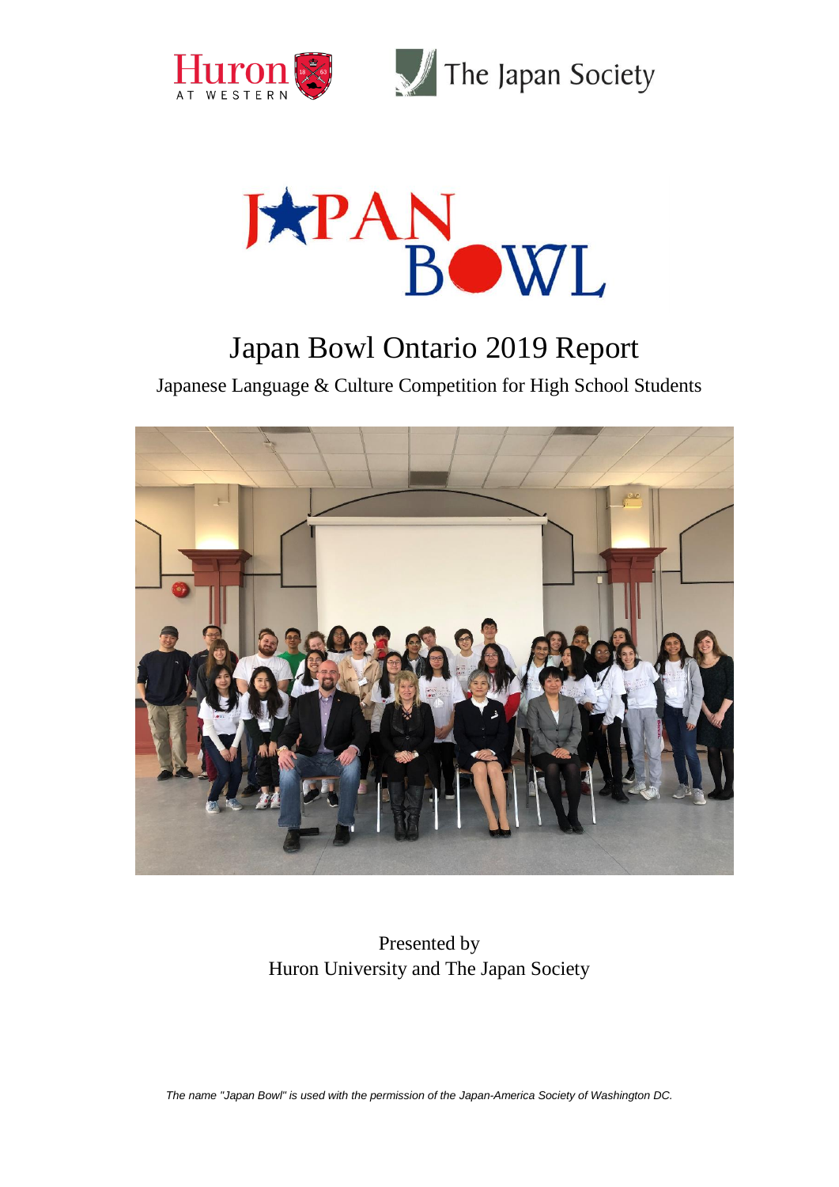# Japan Bowl Ontario 2019 Report

Japanese Language & Culture Competition for High School Students

Presented by
Huron University and The Japan Society

*The name "Japan Bowl" is used with the permission of the Japan-America Society of Washington DC.*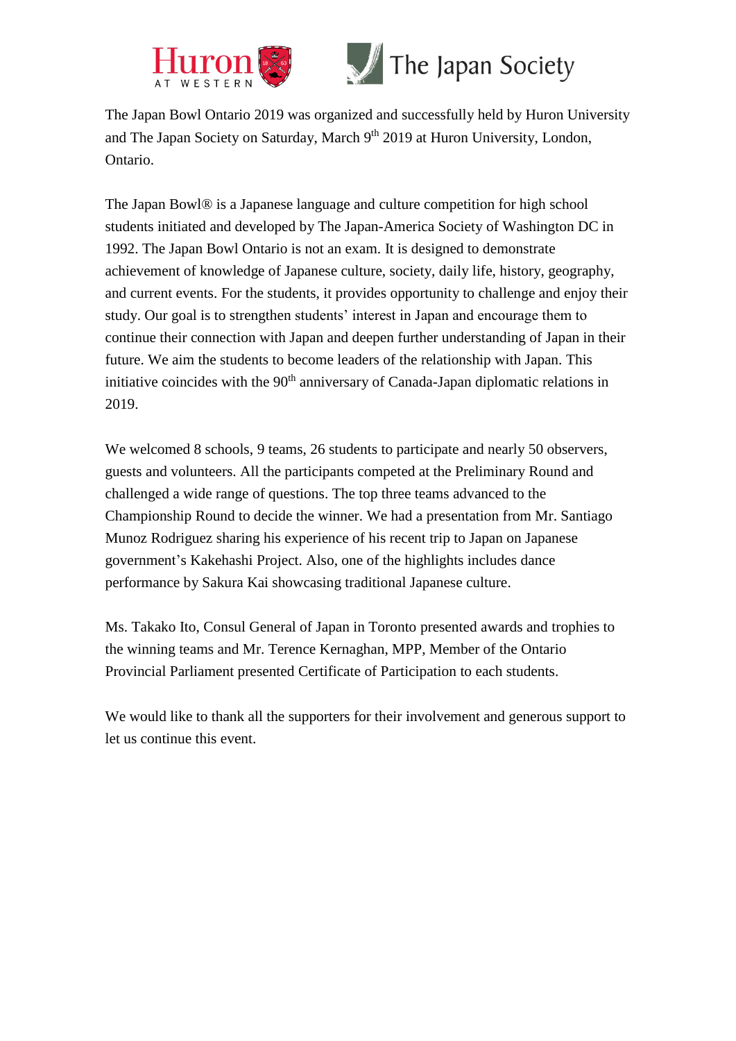The Japan Bowl Ontario 2019 was organized and successfully held by Huron University and The Japan Society on Saturday, March 9th 2019 at Huron University, London, Ontario.

The Japan Bowl® is a Japanese language and culture competition for high school students initiated and developed by The Japan-America Society of Washington DC in 1992. The Japan Bowl Ontario is not an exam. It is designed to demonstrate achievement of knowledge of Japanese culture, society, daily life, history, geography, and current events. For the students, it provides opportunity to challenge and enjoy their study. Our goal is to strengthen students' interest in Japan and encourage them to continue their connection with Japan and deepen further understanding of Japan in their future. We aim the students to become leaders of the relationship with Japan. This initiative coincides with the 90th anniversary of Canada-Japan diplomatic relations in 2019.

We welcomed 8 schools, 9 teams, 26 students to participate and nearly 50 observers, guests and volunteers. All the participants competed at the Preliminary Round and challenged a wide range of questions. The top three teams advanced to the Championship Round to decide the winner. We had a presentation from Mr. Santiago Munoz Rodriguez sharing his experience of his recent trip to Japan on Japanese government's Kakehashi Project. Also, one of the highlights includes dance performance by Sakura Kai showcasing traditional Japanese culture.

Ms. Takako Ito, Consul General of Japan in Toronto presented awards and trophies to the winning teams and Mr. Terence Kernaghan, MPP, Member of the Ontario Provincial Parliament presented Certificate of Participation to each students.

We would like to thank all the supporters for their involvement and generous support to let us continue this event.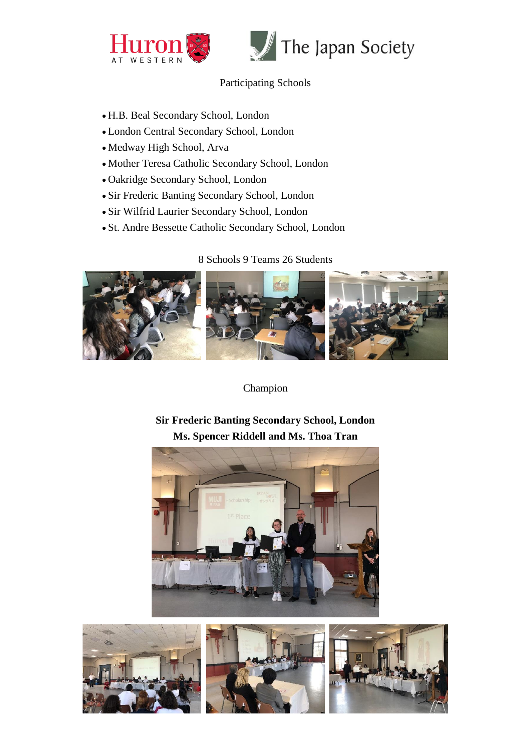Participating Schools

- H.B. Beal Secondary School, London
- London Central Secondary School, London
- Medway High School, Arva
- Mother Teresa Catholic Secondary School, London
- Oakridge Secondary School, London
- Sir Frederic Banting Secondary School, London
- Sir Wilfrid Laurier Secondary School, London
- St. Andre Bessette Catholic Secondary School, London

8 Schools 9 Teams 26 Students

Champion

**Sir Frederic Banting Secondary School, London**
**Ms. Spencer Riddell and Ms. Thoa Tran**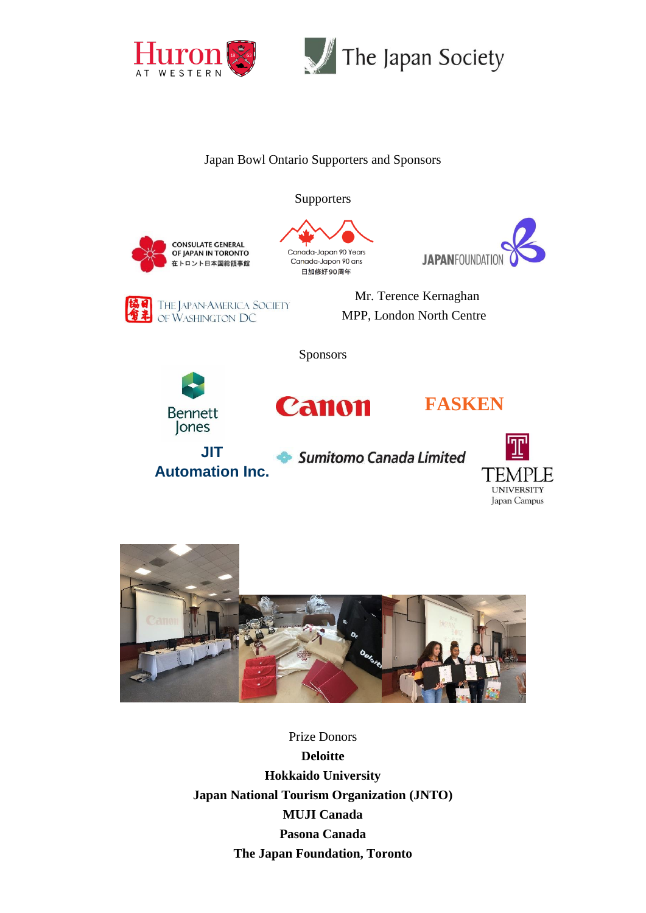Huron AT WESTERN

The Japan Society

Japan Bowl Ontario Supporters and Sponsors

Supporters

CONSULATE GENERAL OF JAPAN IN TORONTO
在トロント日本国総領事館

Canada-Japan 90 Years
Canada-Japon 90 ans
日加修好90周年

JAPANFOUNDATION

THE JAPAN-AMERICA SOCIETY OF WASHINGTON DC

Mr. Terence Kernaghan
MPP, London North Centre

Sponsors

Bennett Jones

Canon

FASKEN

JIT Automation Inc.

Sumitomo Canada Limited

TEMPLE UNIVERSITY Japan Campus

Prize Donors

**Deloitte**

**Hokkaido University**

**Japan National Tourism Organization (JNTO)**

**MUJI Canada**

**Pasona Canada**

**The Japan Foundation, Toronto**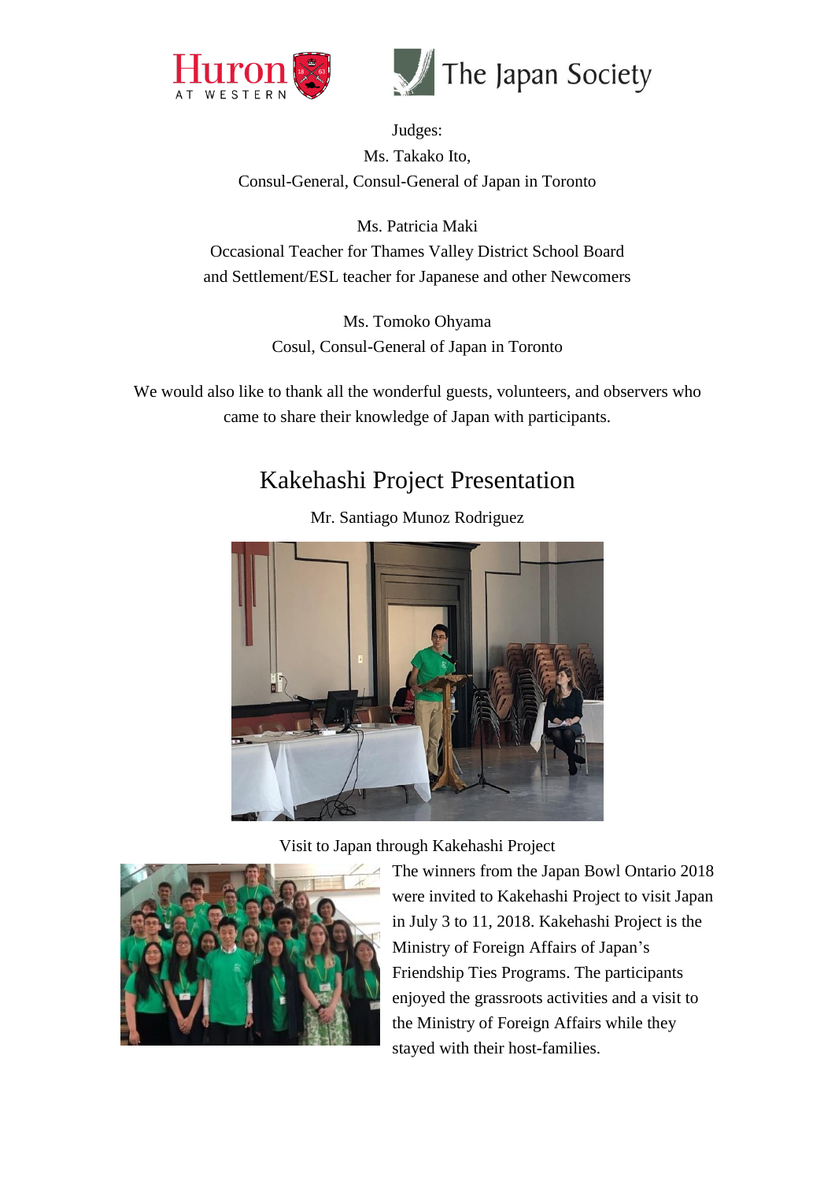Judges:

Ms. Takako Ito,
Consul-General, Consul-General of Japan in Toronto

Ms. Patricia Maki
Occasional Teacher for Thames Valley District School Board
and Settlement/ESL teacher for Japanese and other Newcomers

Ms. Tomoko Ohyama
Cosul, Consul-General of Japan in Toronto

We would also like to thank all the wonderful guests, volunteers, and observers who came to share their knowledge of Japan with participants.

## Kakehashi Project Presentation

Mr. Santiago Munoz Rodriguez

Visit to Japan through Kakehashi Project

The winners from the Japan Bowl Ontario 2018 were invited to Kakehashi Project to visit Japan in July 3 to 11, 2018. Kakehashi Project is the Ministry of Foreign Affairs of Japan's Friendship Ties Programs. The participants enjoyed the grassroots activities and a visit to the Ministry of Foreign Affairs while they stayed with their host-families.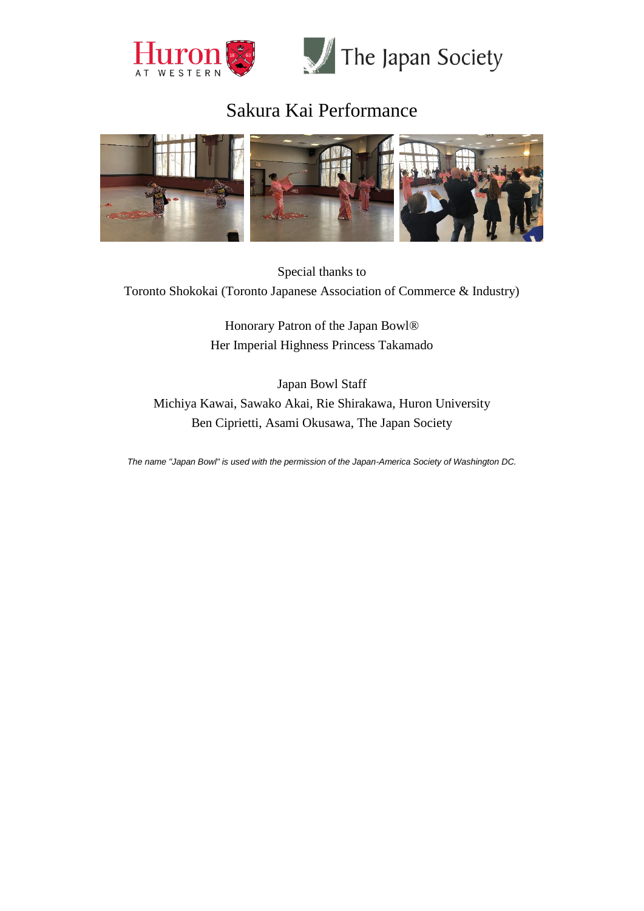# Sakura Kai Performance

Special thanks to
Toronto Shokokai (Toronto Japanese Association of Commerce & Industry)

Honorary Patron of the Japan Bowl®
Her Imperial Highness Princess Takamado

Japan Bowl Staff
Michiya Kawai, Sawako Akai, Rie Shirakawa, Huron University
Ben Ciprietti, Asami Okusawa, The Japan Society

*The name "Japan Bowl" is used with the permission of the Japan-America Society of Washington DC.*